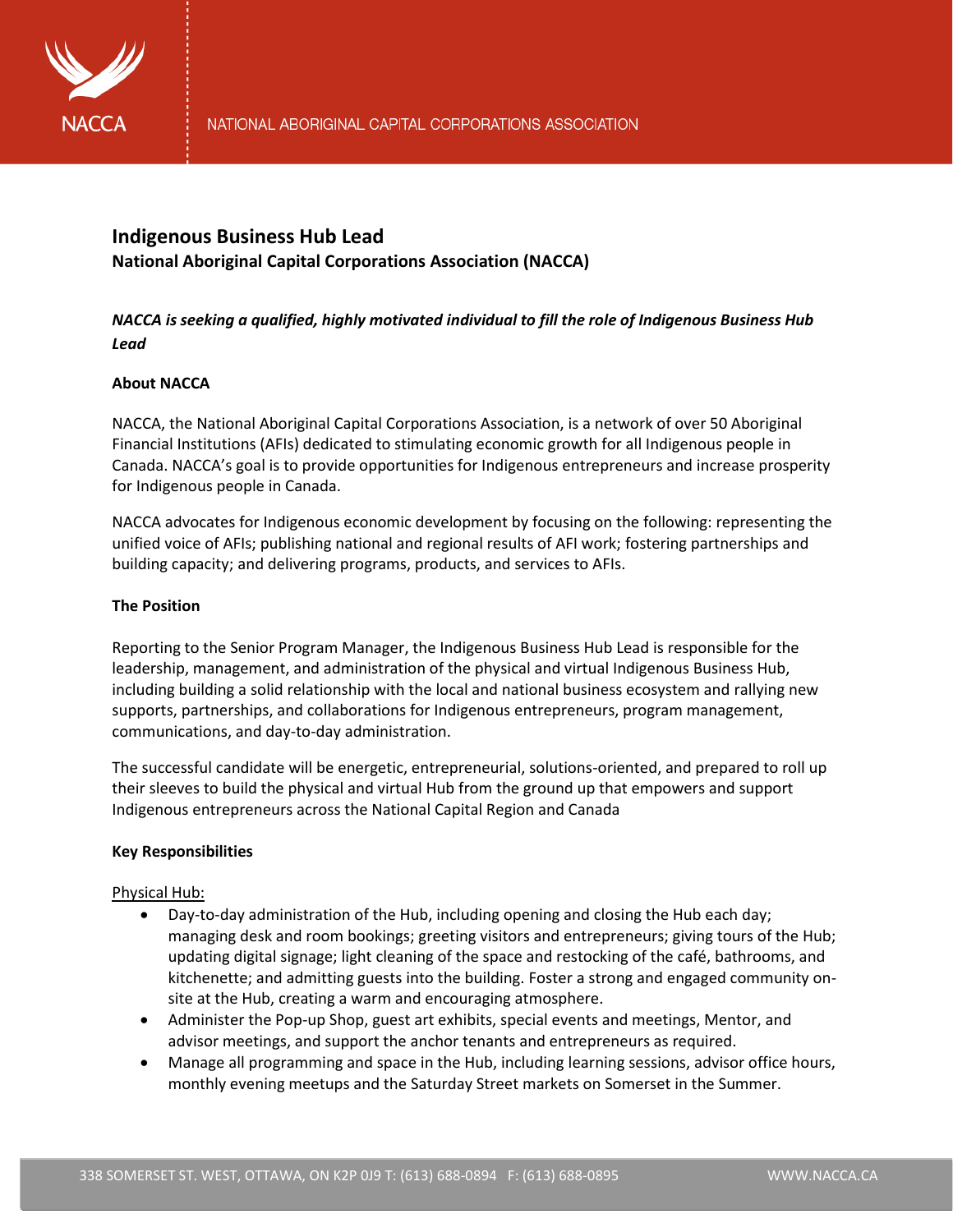# Indigenous Business Hub Lead

## National Aboriginal Capital Corporations Association (NACCA)

***NACCA is seeking a qualified, highly motivated individual to fill the role of Indigenous Business Hub Lead***

### About NACCA

NACCA, the National Aboriginal Capital Corporations Association, is a network of over 50 Aboriginal Financial Institutions (AFIs) dedicated to stimulating economic growth for all Indigenous people in Canada. NACCA's goal is to provide opportunities for Indigenous entrepreneurs and increase prosperity for Indigenous people in Canada.

NACCA advocates for Indigenous economic development by focusing on the following: representing the unified voice of AFIs; publishing national and regional results of AFI work; fostering partnerships and building capacity; and delivering programs, products, and services to AFIs.

### The Position

Reporting to the Senior Program Manager, the Indigenous Business Hub Lead is responsible for the leadership, management, and administration of the physical and virtual Indigenous Business Hub, including building a solid relationship with the local and national business ecosystem and rallying new supports, partnerships, and collaborations for Indigenous entrepreneurs, program management, communications, and day-to-day administration.

The successful candidate will be energetic, entrepreneurial, solutions-oriented, and prepared to roll up their sleeves to build the physical and virtual Hub from the ground up that empowers and support Indigenous entrepreneurs across the National Capital Region and Canada

### Key Responsibilities

Physical Hub:

- Day-to-day administration of the Hub, including opening and closing the Hub each day; managing desk and room bookings; greeting visitors and entrepreneurs; giving tours of the Hub; updating digital signage; light cleaning of the space and restocking of the café, bathrooms, and kitchenette; and admitting guests into the building. Foster a strong and engaged community on-site at the Hub, creating a warm and encouraging atmosphere.
- Administer the Pop-up Shop, guest art exhibits, special events and meetings, Mentor, and advisor meetings, and support the anchor tenants and entrepreneurs as required.
- Manage all programming and space in the Hub, including learning sessions, advisor office hours, monthly evening meetups and the Saturday Street markets on Somerset in the Summer.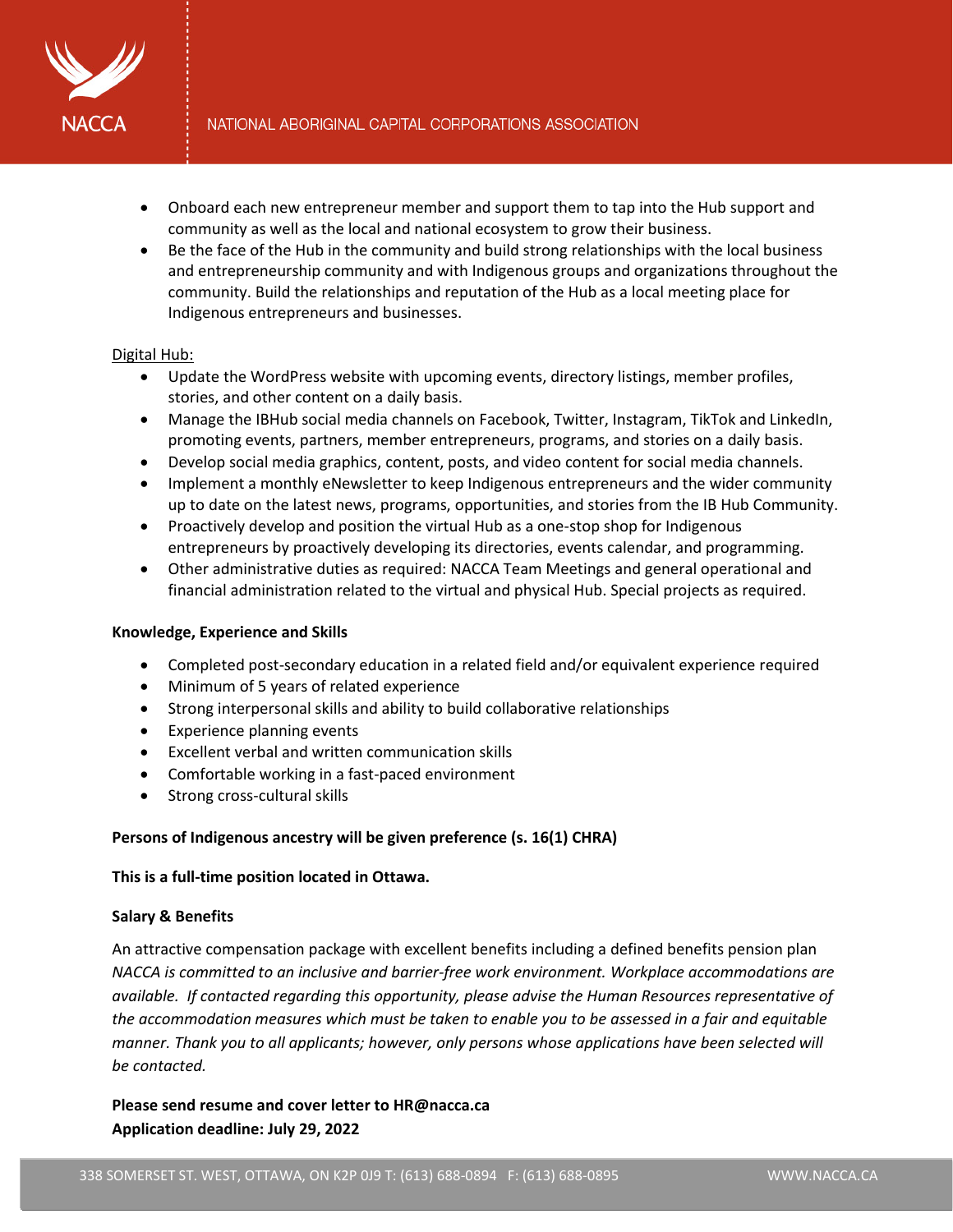- Onboard each new entrepreneur member and support them to tap into the Hub support and community as well as the local and national ecosystem to grow their business.
- Be the face of the Hub in the community and build strong relationships with the local business and entrepreneurship community and with Indigenous groups and organizations throughout the community. Build the relationships and reputation of the Hub as a local meeting place for Indigenous entrepreneurs and businesses.

Digital Hub:

- Update the WordPress website with upcoming events, directory listings, member profiles, stories, and other content on a daily basis.
- Manage the IBHub social media channels on Facebook, Twitter, Instagram, TikTok and LinkedIn, promoting events, partners, member entrepreneurs, programs, and stories on a daily basis.
- Develop social media graphics, content, posts, and video content for social media channels.
- Implement a monthly eNewsletter to keep Indigenous entrepreneurs and the wider community up to date on the latest news, programs, opportunities, and stories from the IB Hub Community.
- Proactively develop and position the virtual Hub as a one-stop shop for Indigenous entrepreneurs by proactively developing its directories, events calendar, and programming.
- Other administrative duties as required: NACCA Team Meetings and general operational and financial administration related to the virtual and physical Hub. Special projects as required.

**Knowledge, Experience and Skills**

- Completed post-secondary education in a related field and/or equivalent experience required
- Minimum of 5 years of related experience
- Strong interpersonal skills and ability to build collaborative relationships
- Experience planning events
- Excellent verbal and written communication skills
- Comfortable working in a fast-paced environment
- Strong cross-cultural skills

**Persons of Indigenous ancestry will be given preference (s. 16(1) CHRA)**

**This is a full-time position located in Ottawa.**

**Salary & Benefits**

An attractive compensation package with excellent benefits including a defined benefits pension plan
*NACCA is committed to an inclusive and barrier-free work environment. Workplace accommodations are available. If contacted regarding this opportunity, please advise the Human Resources representative of the accommodation measures which must be taken to enable you to be assessed in a fair and equitable manner. Thank you to all applicants; however, only persons whose applications have been selected will be contacted.*

**Please send resume and cover letter to HR@nacca.ca**
**Application deadline: July 29, 2022**